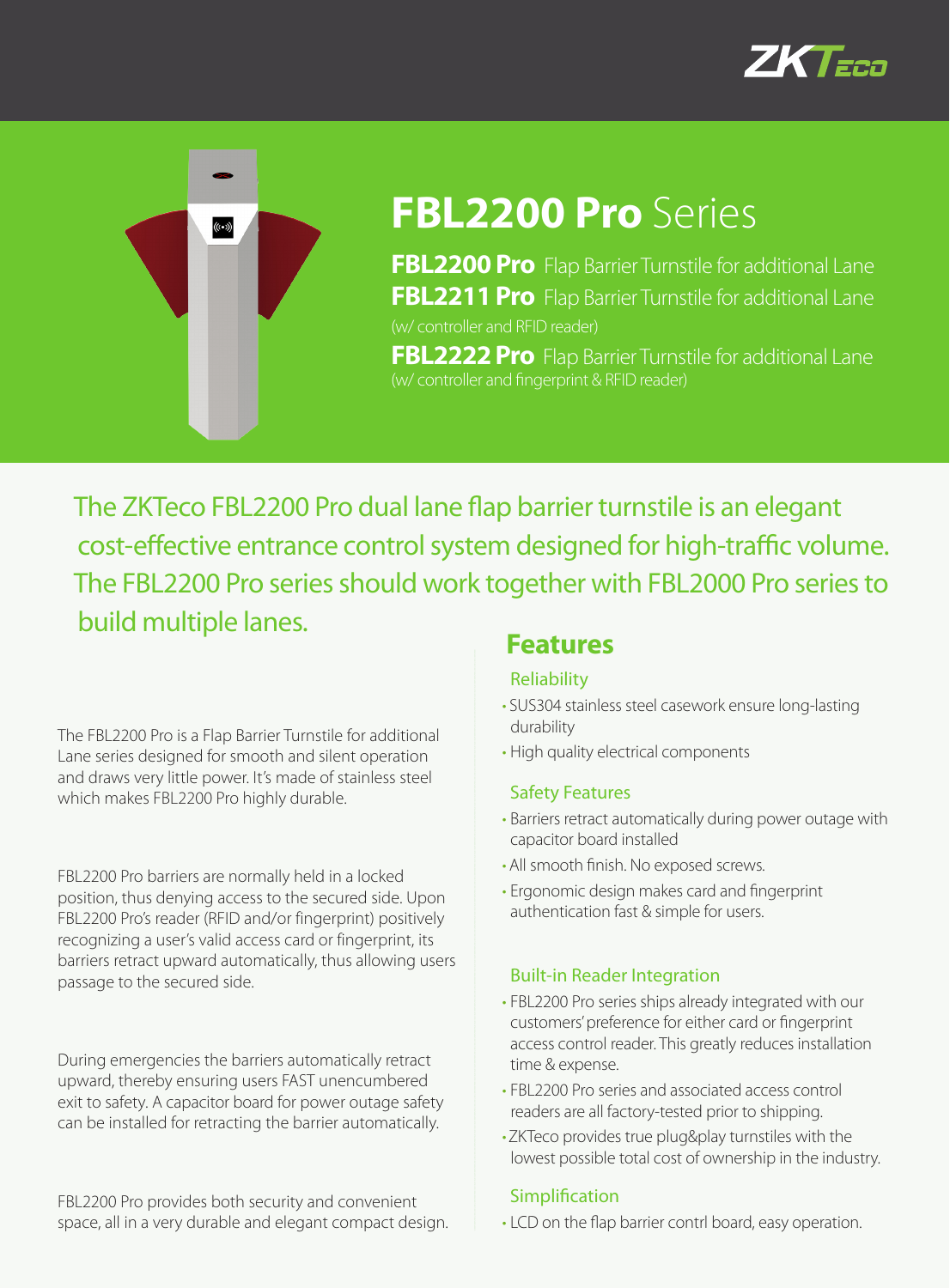# FBL2200 Pro Series

**FBL2200 Pro** Flap Barrier Turnstile for additional Lane

**FBL2211 Pro** Flap Barrier Turnstile for additional Lane
(w/ controller and RFID reader)

**FBL2222 Pro** Flap Barrier Turnstile for additional Lane
(w/ controller and fingerprint & RFID reader)

The ZKTeco FBL2200 Pro dual lane flap barrier turnstile is an elegant cost-effective entrance control system designed for high-traffic volume. The FBL2200 Pro series should work together with FBL2000 Pro series to build multiple lanes.

The FBL2200 Pro is a Flap Barrier Turnstile for additional Lane series designed for smooth and silent operation and draws very little power. It's made of stainless steel which makes FBL2200 Pro highly durable.

FBL2200 Pro barriers are normally held in a locked position, thus denying access to the secured side. Upon FBL2200 Pro's reader (RFID and/or fingerprint) positively recognizing a user's valid access card or fingerprint, its barriers retract upward automatically, thus allowing users passage to the secured side.

During emergencies the barriers automatically retract upward, thereby ensuring users FAST unencumbered exit to safety. A capacitor board for power outage safety can be installed for retracting the barrier automatically.

FBL2200 Pro provides both security and convenient space, all in a very durable and elegant compact design.

## Features

### Reliability

- SUS304 stainless steel casework ensure long-lasting durability
- High quality electrical components

### Safety Features

- Barriers retract automatically during power outage with capacitor board installed
- All smooth finish. No exposed screws.
- Ergonomic design makes card and fingerprint authentication fast & simple for users.

### Built-in Reader Integration

- FBL2200 Pro series ships already integrated with our customers' preference for either card or fingerprint access control reader. This greatly reduces installation time & expense.
- FBL2200 Pro series and associated access control readers are all factory-tested prior to shipping.
- ZKTeco provides true plug&play turnstiles with the lowest possible total cost of ownership in the industry.

### Simplification

- LCD on the flap barrier contrl board, easy operation.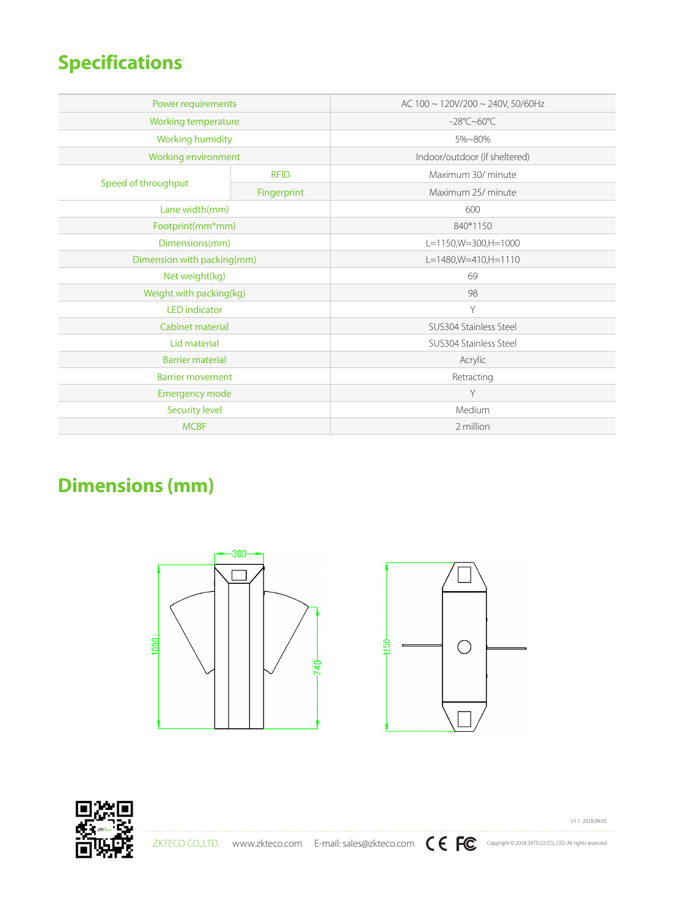# Specifications

| | | |
|---|---|---|
| Power requirements | | AC 100 ~ 120V/200 ~ 240V, 50/60Hz |
| Working temperature | | -28℃~60℃ |
| Working humidity | | 5%~80% |
| Working environment | | Indoor/outdoor (if sheltered) |
| Speed of throughput | RFID | Maximum 30/ minute |
| | Fingerprint | Maximum 25/ minute |
| Lane width(mm) | | 600 |
| Footprint(mm*mm) | | 840*1150 |
| Dimensions(mm) | | L=1150,W=300,H=1000 |
| Dimension with packing(mm) | | L=1480,W=410,H=1110 |
| Net weight(kg) | | 69 |
| Weight with packing(kg) | | 98 |
| LED indicator | | Y |
| Cabinet material | | SUS304 Stainless Steel |
| Lid material | | SUS304 Stainless Steel |
| Barrier material | | Acrylic |
| Barrier movement | | Retracting |
| Emergency mode | | Y |
| Security level | | Medium |
| MCBF | | 2 million |

# Dimensions (mm)

300

1000

740

1150

V1.1 2018.09.03

ZKTECO CO.,LTD. www.zkteco.com E-mail: sales@zkteco.com

Copyright © 2018 ZKTECO CO., LTD. All rights reserved.